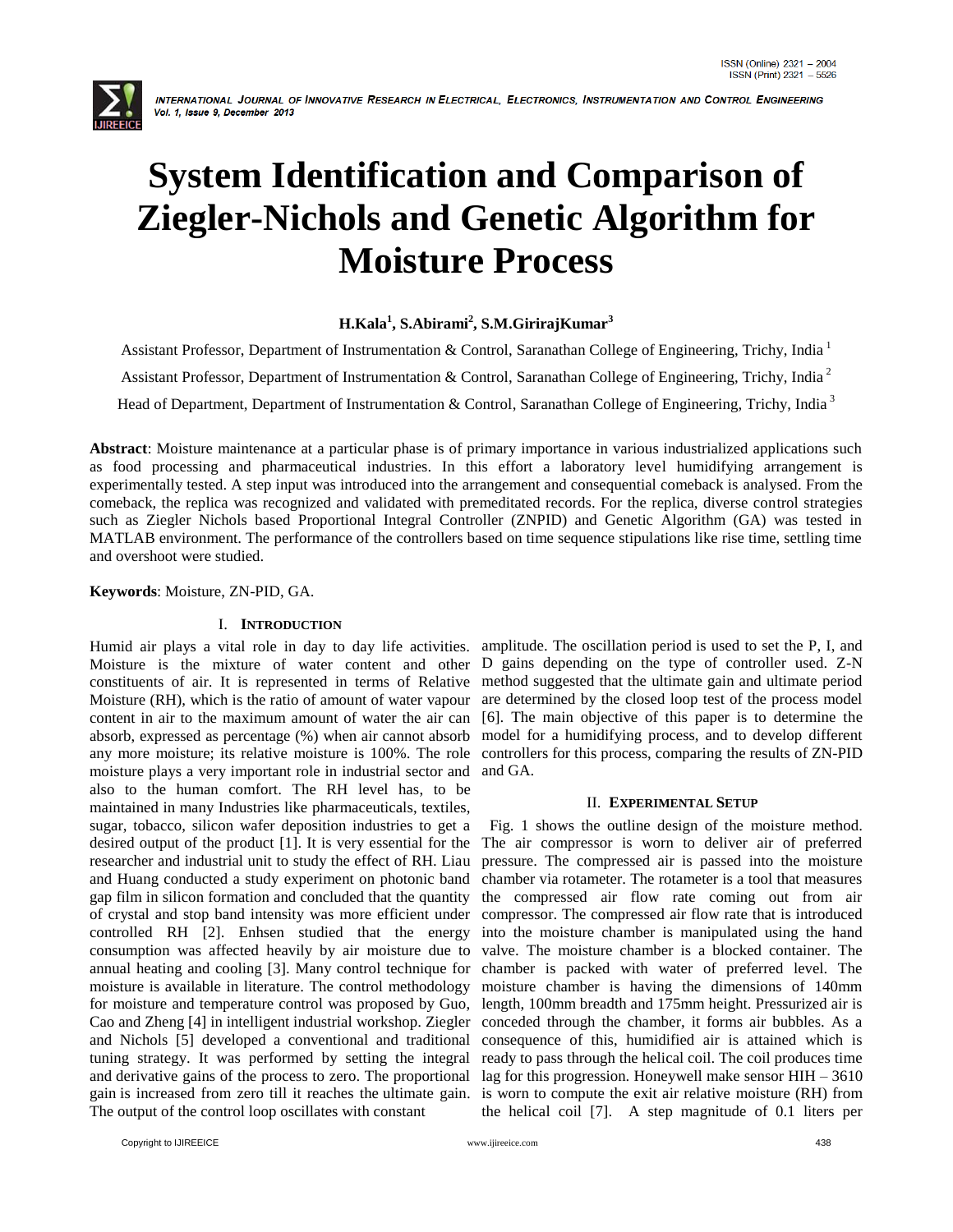# System Identification and Comparison of Ziegler-Nichols and Genetic Algorithm for Moisture Process

**H.Kala[1], S.Abirami[2], S.M.GirirajKumar[3]**

Assistant Professor, Department of Instrumentation & Control, Saranathan College of Engineering, Trichy, India [1]

Assistant Professor, Department of Instrumentation & Control, Saranathan College of Engineering, Trichy, India [2]

Head of Department, Department of Instrumentation & Control, Saranathan College of Engineering, Trichy, India [3]

**Abstract**: Moisture maintenance at a particular phase is of primary importance in various industrialized applications such as food processing and pharmaceutical industries. In this effort a laboratory level humidifying arrangement is experimentally tested. A step input was introduced into the arrangement and consequential comeback is analysed. From the comeback, the replica was recognized and validated with premeditated records. For the replica, diverse control strategies such as Ziegler Nichols based Proportional Integral Controller (ZNPID) and Genetic Algorithm (GA) was tested in MATLAB environment. The performance of the controllers based on time sequence stipulations like rise time, settling time and overshoot were studied.

**Keywords**: Moisture, ZN-PID, GA.

## I. INTRODUCTION

Humid air plays a vital role in day to day life activities. Moisture is the mixture of water content and other constituents of air. It is represented in terms of Relative Moisture (RH), which is the ratio of amount of water vapour content in air to the maximum amount of water the air can absorb, expressed as percentage (%) when air cannot absorb any more moisture; its relative moisture is 100%. The role moisture plays a very important role in industrial sector and also to the human comfort. The RH level has, to be maintained in many Industries like pharmaceuticals, textiles, sugar, tobacco, silicon wafer deposition industries to get a desired output of the product [1]. It is very essential for the researcher and industrial unit to study the effect of RH. Liau and Huang conducted a study experiment on photonic band gap film in silicon formation and concluded that the quantity of crystal and stop band intensity was more efficient under controlled RH [2]. Enhsen studied that the energy consumption was affected heavily by air moisture due to annual heating and cooling [3]. Many control technique for moisture is available in literature. The control methodology for moisture and temperature control was proposed by Guo, Cao and Zheng [4] in intelligent industrial workshop. Ziegler and Nichols [5] developed a conventional and traditional tuning strategy. It was performed by setting the integral and derivative gains of the process to zero. The proportional gain is increased from zero till it reaches the ultimate gain. The output of the control loop oscillates with constant amplitude. The oscillation period is used to set the P, I, and D gains depending on the type of controller used. Z-N method suggested that the ultimate gain and ultimate period are determined by the closed loop test of the process model [6]. The main objective of this paper is to determine the model for a humidifying process, and to develop different controllers for this process, comparing the results of ZN-PID and GA.

## II. EXPERIMENTAL SETUP

Fig. 1 shows the outline design of the moisture method. The air compressor is worn to deliver air of preferred pressure. The compressed air is passed into the moisture chamber via rotameter. The rotameter is a tool that measures the compressed air flow rate coming out from air compressor. The compressed air flow rate that is introduced into the moisture chamber is manipulated using the hand valve. The moisture chamber is a blocked container. The chamber is packed with water of preferred level. The moisture chamber is having the dimensions of 140mm length, 100mm breadth and 175mm height. Pressurized air is conceded through the chamber, it forms air bubbles. As a consequence of this, humidified air is attained which is ready to pass through the helical coil. The coil produces time lag for this progression. Honeywell make sensor HIH – 3610 is worn to compute the exit air relative moisture (RH) from the helical coil [7]. A step magnitude of 0.1 liters per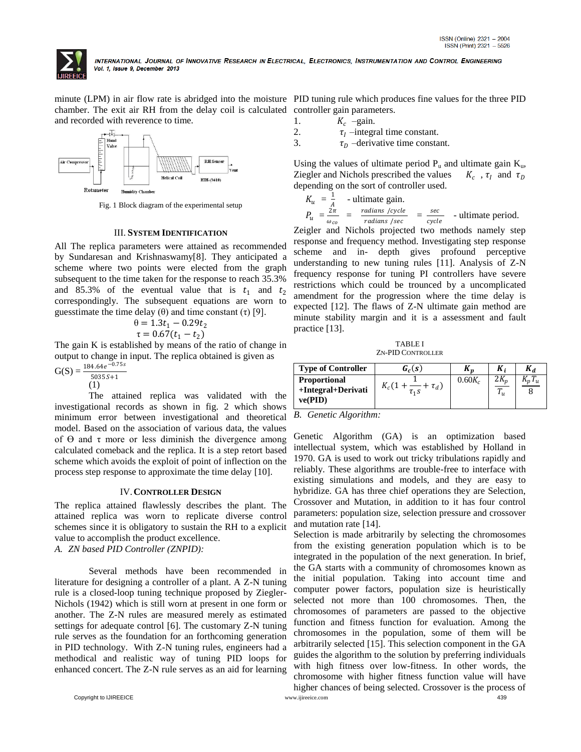minute (LPM) in air flow rate is abridged into the moisture chamber. The exit air RH from the delay coil is calculated and recorded with reverence to time.

Fig. 1 Block diagram of the experimental setup

## III. SYSTEM IDENTIFICATION

All The replica parameters were attained as recommended by Sundaresan and Krishnaswamy[8]. They anticipated a scheme where two points were elected from the graph subsequent to the time taken for the response to reach 35.3% and 85.3% of the eventual value that is $t_1$ and $t_2$ correspondingly. The subsequent equations are worn to guesstimate the time delay (θ) and time constant (τ) [9].

$$\theta = 1.3t_1 - 0.29t_2$$

$$\tau = 0.67(t_1 - t_2)$$

The gain K is established by means of the ratio of change in output to change in input. The replica obtained is given as

$$G(S) = \frac{184.64e^{-0.75s}}{5035S+1} \quad (1)$$

The attained replica was validated with the investigational records as shown in fig. 2 which shows minimum error between investigational and theoretical model. Based on the association of various data, the values of Θ and τ more or less diminish the divergence among calculated comeback and the replica. It is a step retort based scheme which avoids the exploit of point of inflection on the process step response to approximate the time delay [10].

## IV. CONTROLLER DESIGN

The replica attained flawlessly describes the plant. The attained replica was worn to replicate diverse control schemes since it is obligatory to sustain the RH to a explicit value to accomplish the product excellence.

*A. ZN based PID Controller (ZNPID):*

Several methods have been recommended in literature for designing a controller of a plant. A Z-N tuning rule is a closed-loop tuning technique proposed by Ziegler-Nichols (1942) which is still worn at present in one form or another. The Z-N rules are measured merely as estimated settings for adequate control [6]. The customary Z-N tuning rule serves as the foundation for an forthcoming generation in PID technology. With Z-N tuning rules, engineers had a methodical and realistic way of tuning PID loops for enhanced concert. The Z-N rule serves as an aid for learning PID tuning rule which produces fine values for the three PID controller gain parameters.

1. $K_c$ –gain.
2. $\tau_I$ –integral time constant.
3. $\tau_D$ –derivative time constant.

Using the values of ultimate period $P_u$ and ultimate gain $K_u$, Ziegler and Nichols prescribed the values $K_c$, $\tau_I$ and $\tau_D$ depending on the sort of controller used.

$K_u = \frac{1}{A}$ - ultimate gain.

$P_u = \frac{2\pi}{\omega_{co}} = \frac{radians\ /cycle}{radians\ /sec} = \frac{sec}{cycle}$ - ultimate period.

Zeigler and Nichols projected two methods namely step response and frequency method. Investigating step response scheme and in- depth gives profound perceptive understanding to new tuning rules [11]. Analysis of Z-N frequency response for tuning PI controllers have severe restrictions which could be trounced by a uncomplicated amendment for the progression where the time delay is expected [12]. The flaws of Z-N ultimate gain method are minute stability margin and it is a assessment and fault practice [13].

TABLE I
ZN-PID CONTROLLER

| Type of Controller | $G_c(s)$ | $K_p$ | $K_i$ | $K_d$ |
|---|---|---|---|---|
| **Proportional +Integral+Derivative(PID)** | $K_c(1+\frac{1}{\tau_1 s}+\tau_d)$ | $0.60K_c$ | $\frac{2K_p}{T_u}$ | $\frac{K_pT_u}{8}$ |

*B. Genetic Algorithm:*

Genetic Algorithm (GA) is an optimization based intellectual system, which was established by Holland in 1970. GA is used to work out tricky tribulations rapidly and reliably. These algorithms are trouble-free to interface with existing simulations and models, and they are easy to hybridize. GA has three chief operations they are Selection, Crossover and Mutation, in addition to it has four control parameters: population size, selection pressure and crossover and mutation rate [14].

Selection is made arbitrarily by selecting the chromosomes from the existing generation population which is to be integrated in the population of the next generation. In brief, the GA starts with a community of chromosomes known as the initial population. Taking into account time and computer power factors, population size is heuristically selected not more than 100 chromosomes. Then, the chromosomes of parameters are passed to the objective function and fitness function for evaluation. Among the chromosomes in the population, some of them will be arbitrarily selected [15]. This selection component in the GA guides the algorithm to the solution by preferring individuals with high fitness over low-fitness. In other words, the chromosome with higher fitness function value will have higher chances of being selected. Crossover is the process of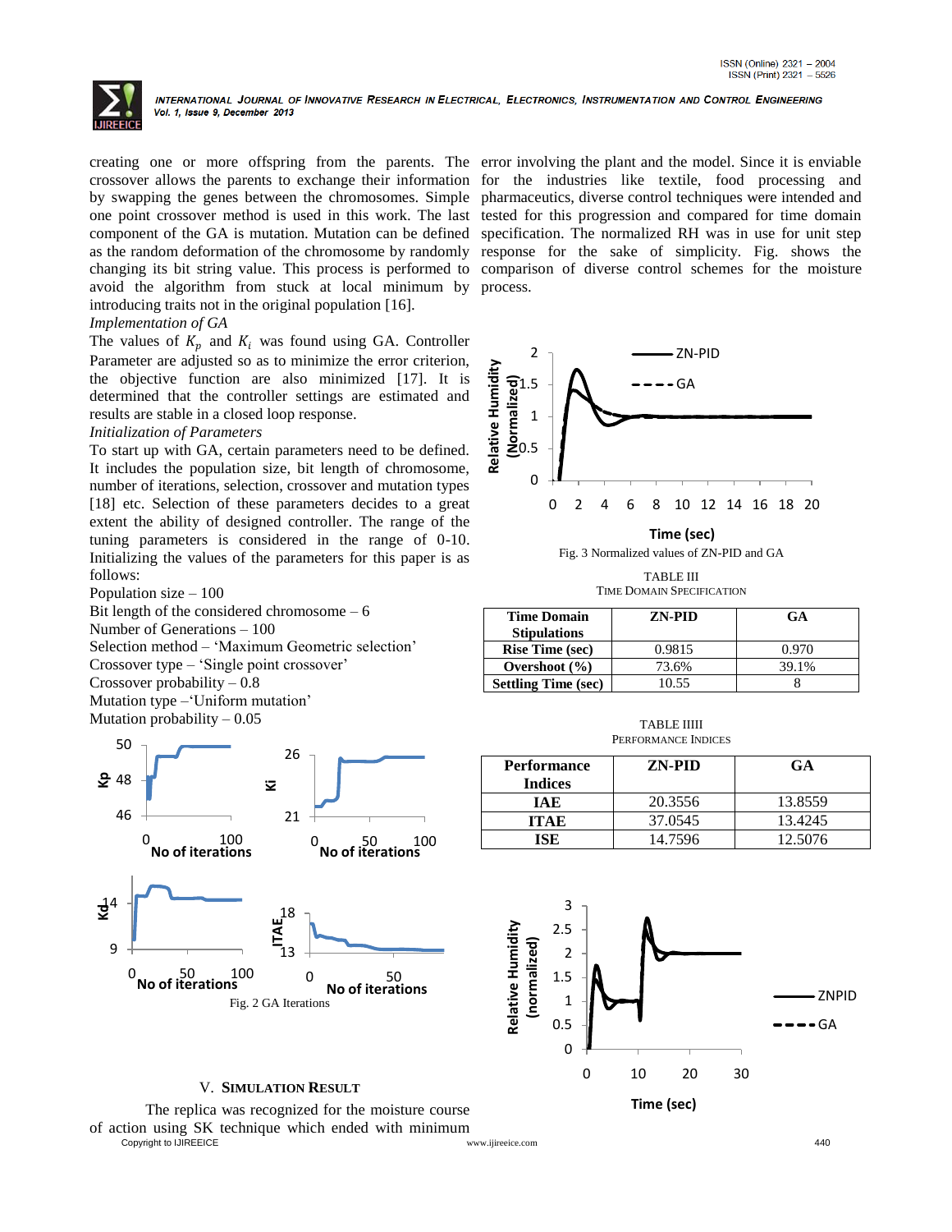creating one or more offspring from the parents. The crossover allows the parents to exchange their information by swapping the genes between the chromosomes. Simple one point crossover method is used in this work. The last component of the GA is mutation. Mutation can be defined as the random deformation of the chromosome by randomly changing its bit string value. This process is performed to avoid the algorithm from stuck at local minimum by introducing traits not in the original population [16].

*Implementation of GA*

The values of $K_p$ and $K_i$ was found using GA. Controller Parameter are adjusted so as to minimize the error criterion, the objective function are also minimized [17]. It is determined that the controller settings are estimated and results are stable in a closed loop response.

*Initialization of Parameters*

To start up with GA, certain parameters need to be defined. It includes the population size, bit length of chromosome, number of iterations, selection, crossover and mutation types [18] etc. Selection of these parameters decides to a great extent the ability of designed controller. The range of the tuning parameters is considered in the range of 0-10. Initializing the values of the parameters for this paper is as follows:

Population size – 100
Bit length of the considered chromosome – 6
Number of Generations – 100
Selection method – 'Maximum Geometric selection'
Crossover type – 'Single point crossover'
Crossover probability – 0.8
Mutation type –'Uniform mutation'
Mutation probability – 0.05

Fig. 2 GA Iterations

## V. Simulation Result

The replica was recognized for the moisture course of action using SK technique which ended with minimum error involving the plant and the model. Since it is enviable for the industries like textile, food processing and pharmaceutics, diverse control techniques were intended and tested for this progression and compared for time domain specification. The normalized RH was in use for unit step response for the sake of simplicity. Fig. shows the comparison of diverse control schemes for the moisture process.

Fig. 3 Normalized values of ZN-PID and GA

TABLE III
TIME DOMAIN SPECIFICATION

| Time Domain Stipulations | ZN-PID | GA |
|---|---|---|
| Rise Time (sec) | 0.9815 | 0.970 |
| Overshoot (%) | 73.6% | 39.1% |
| Settling Time (sec) | 10.55 | 8 |

TABLE IIII
PERFORMANCE INDICES

| Performance Indices | ZN-PID | GA |
|---|---|---|
| IAE | 20.3556 | 13.8559 |
| ITAE | 37.0545 | 13.4245 |
| ISE | 14.7596 | 12.5076 |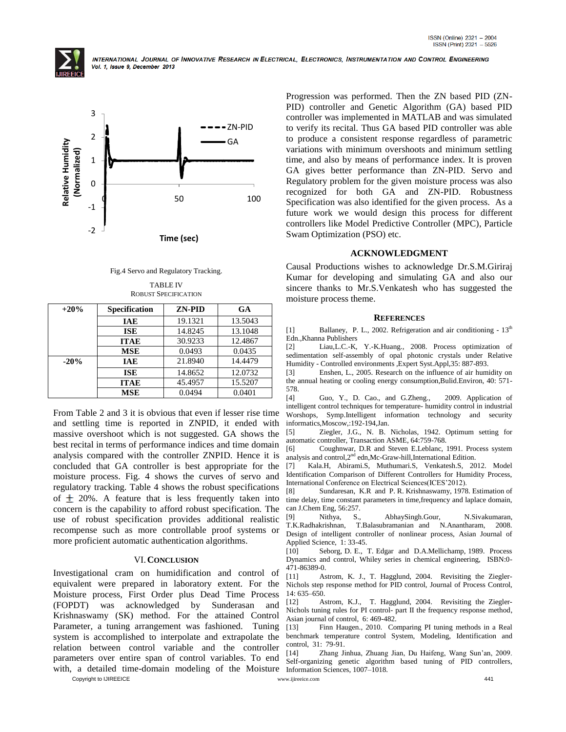Fig.4 Servo and Regulatory Tracking.

TABLE IV
ROBUST SPECIFICATION

| +20% | Specification | ZN-PID | GA |
|---|---|---|---|
| | IAE | 19.1321 | 13.5043 |
| | ISE | 14.8245 | 13.1048 |
| | ITAE | 30.9233 | 12.4867 |
| | MSE | 0.0493 | 0.0435 |
| -20% | IAE | 21.8940 | 14.4479 |
| | ISE | 14.8652 | 12.0732 |
| | ITAE | 45.4957 | 15.5207 |
| | MSE | 0.0494 | 0.0401 |

From Table 2 and 3 it is obvious that even if lesser rise time and settling time is reported in ZNPID, it ended with massive overshoot which is not suggested. GA shows the best recital in terms of performance indices and time domain analysis compared with the controller ZNPID. Hence it is concluded that GA controller is best appropriate for the moisture process. Fig. 4 shows the curves of servo and regulatory tracking. Table 4 shows the robust specifications of $\pm$ 20%. A feature that is less frequently taken into concern is the capability to afford robust specification. The use of robust specification provides additional realistic recompense such as more controllable proof systems or more proficient automatic authentication algorithms.

## VI. CONCLUSION

Investigational cram on humidification and control of equivalent were prepared in laboratory extent. For the Moisture process, First Order plus Dead Time Process (FOPDT) was acknowledged by Sunderasan and Krishnaswamy (SK) method. For the attained Control Parameter, a tuning arrangement was fashioned. Tuning system is accomplished to interpolate and extrapolate the relation between control variable and the controller parameters over entire span of control variables. To end with, a detailed time-domain modeling of the Moisture Progression was performed. Then the ZN based PID (ZN-PID) controller and Genetic Algorithm (GA) based PID controller was implemented in MATLAB and was simulated to verify its recital. Thus GA based PID controller was able to produce a consistent response regardless of parametric variations with minimum overshoots and minimum settling time, and also by means of performance index. It is proven GA gives better performance than ZN-PID. Servo and Regulatory problem for the given moisture process was also recognized for both GA and ZN-PID. Robustness Specification was also identified for the given process. As a future work we would design this process for different controllers like Model Predictive Controller (MPC), Particle Swam Optimization (PSO) etc.

## ACKNOWLEDGMENT

Causal Productions wishes to acknowledge Dr.S.M.Giriraj Kumar for developing and simulating GA and also our sincere thanks to Mr.S.Venkatesh who has suggested the moisture process theme.

## REFERENCES

[1] Ballaney, P. L., 2002. Refrigeration and air conditioning - 13th Edn.,Khanna Publishers

[2] Liau,L.C.-K, Y.-K.Huang., 2008. Process optimization of sedimentation self-assembly of opal photonic crystals under Relative Humidity - Controlled environments ,Expert Syst.Appl,35: 887-893.

[3] Enshen, L., 2005. Research on the influence of air humidity on the annual heating or cooling energy consumption,Bulid.Environ, 40: 571-578.

[4] Guo, Y., D. Cao., and G.Zheng., 2009. Application of intelligent control techniques for temperature- humidity control in industrial Worshops, Symp.Intelligent information technology and security informatics,Moscow,:192-194,Jan.

[5] Ziegler, J.G., N. B. Nicholas, 1942. Optimum setting for automatic controller, Transaction ASME, 64:759-768.

[6] Coughnwar, D.R and Steven E.Leblanc, 1991. Process system analysis and control,2nd edn,Mc-Graw-hill,International Edition.

[7] Kala.H, Abirami.S, Muthumari.S, Venkatesh.S, 2012. Model Identification Comparison of Different Controllers for Humidity Process, International Conference on Electrical Sciences(ICES'2012).

[8] Sundaresan, K.R and P. R. Krishnaswamy, 1978. Estimation of time delay, time constant parameters in time,frequency and laplace domain, can J.Chem Eng, 56:257.

[9] Nithya, S., AbhaySingh.Gour, N.Sivakumaran, T.K.Radhakrishnan, T.Balasubramanian and N.Anantharam, 2008. Design of intelligent controller of nonlinear process, Asian Journal of Applied Science, 1: 33-45.

[10] Seborg, D. E., T. Edgar and D.A.Mellichamp, 1989. Process Dynamics and control, Whiley series in chemical engineering, ISBN:0-471-86389-0.

[11] Astrom, K. J., T. Hagglund, 2004. Revisiting the Ziegler-Nichols step response method for PID control, Journal of Process Control, 14: 635–650.

[12] Astrom, K.J., T. Hagglund, 2004. Revisiting the Ziegler-Nichols tuning rules for PI control- part II the frequency response method, Asian journal of control, 6: 469-482.

[13] Finn Haugen., 2010. Comparing PI tuning methods in a Real benchmark temperature control System, Modeling, Identification and control, 31: 79-91.

[14] Zhang Jinhua, Zhuang Jian, Du Haifeng, Wang Sun'an, 2009. Self-organizing genetic algorithm based tuning of PID controllers, Information Sciences, 1007–1018.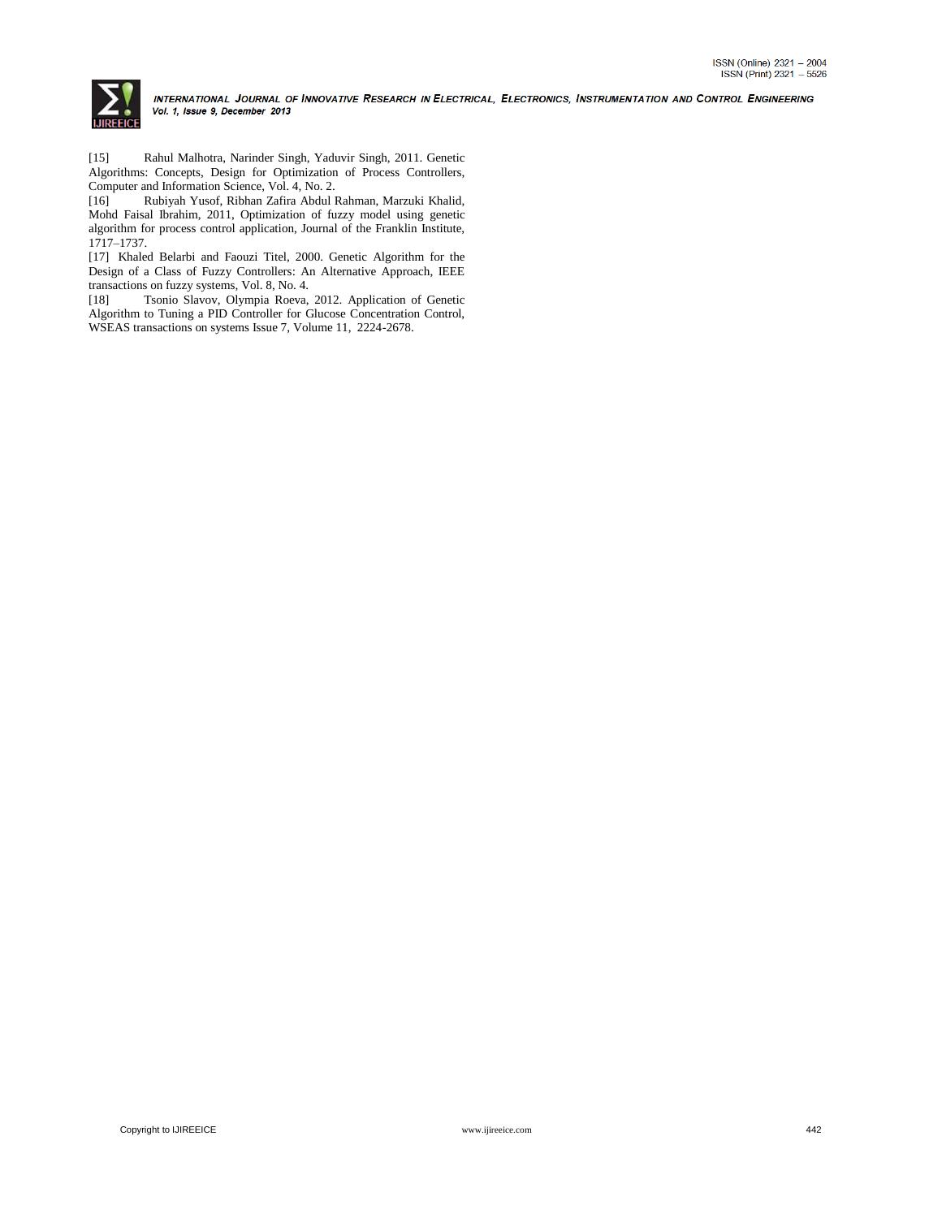[15] Rahul Malhotra, Narinder Singh, Yaduvir Singh, 2011. Genetic Algorithms: Concepts, Design for Optimization of Process Controllers, Computer and Information Science, Vol. 4, No. 2.

[16] Rubiyah Yusof, Ribhan Zafira Abdul Rahman, Marzuki Khalid, Mohd Faisal Ibrahim, 2011, Optimization of fuzzy model using genetic algorithm for process control application, Journal of the Franklin Institute, 1717–1737.

[17] Khaled Belarbi and Faouzi Titel, 2000. Genetic Algorithm for the Design of a Class of Fuzzy Controllers: An Alternative Approach, IEEE transactions on fuzzy systems, Vol. 8, No. 4.

[18] Tsonio Slavov, Olympia Roeva, 2012. Application of Genetic Algorithm to Tuning a PID Controller for Glucose Concentration Control, WSEAS transactions on systems Issue 7, Volume 11, 2224-2678.